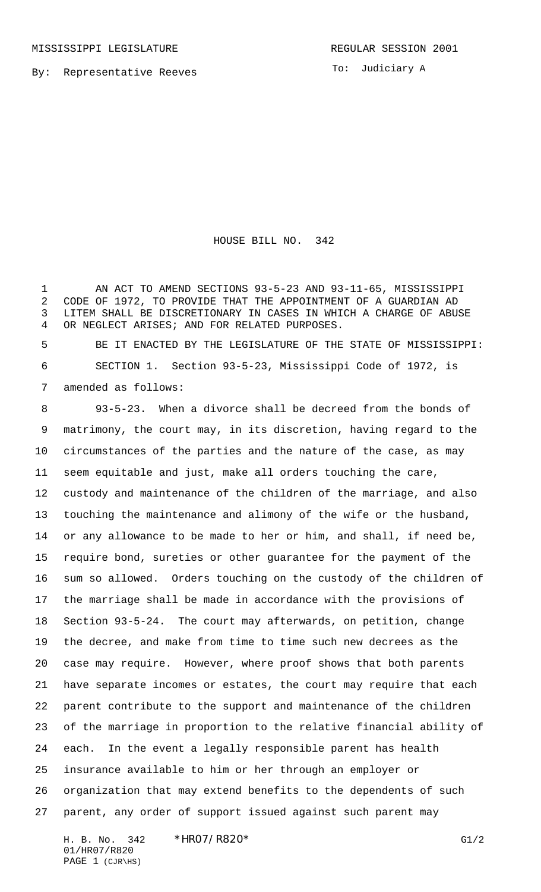MISSISSIPPI LEGISLATURE

REGULAR SESSION 2001

By: Representative Reeves

To: Judiciary A

# HOUSE BILL NO. 342

AN ACT TO AMEND SECTIONS 93-5-23 AND 93-11-65, MISSISSIPPI CODE OF 1972, TO PROVIDE THAT THE APPOINTMENT OF A GUARDIAN AD LITEM SHALL BE DISCRETIONARY IN CASES IN WHICH A CHARGE OF ABUSE OR NEGLECT ARISES; AND FOR RELATED PURPOSES.

BE IT ENACTED BY THE LEGISLATURE OF THE STATE OF MISSISSIPPI:

SECTION 1. Section 93-5-23, Mississippi Code of 1972, is amended as follows:

93-5-23. When a divorce shall be decreed from the bonds of matrimony, the court may, in its discretion, having regard to the circumstances of the parties and the nature of the case, as may seem equitable and just, make all orders touching the care, custody and maintenance of the children of the marriage, and also touching the maintenance and alimony of the wife or the husband, or any allowance to be made to her or him, and shall, if need be, require bond, sureties or other guarantee for the payment of the sum so allowed. Orders touching on the custody of the children of the marriage shall be made in accordance with the provisions of Section 93-5-24. The court may afterwards, on petition, change the decree, and make from time to time such new decrees as the case may require. However, where proof shows that both parents have separate incomes or estates, the court may require that each parent contribute to the support and maintenance of the children of the marriage in proportion to the relative financial ability of each. In the event a legally responsible parent has health insurance available to him or her through an employer or organization that may extend benefits to the dependents of such parent, any order of support issued against such parent may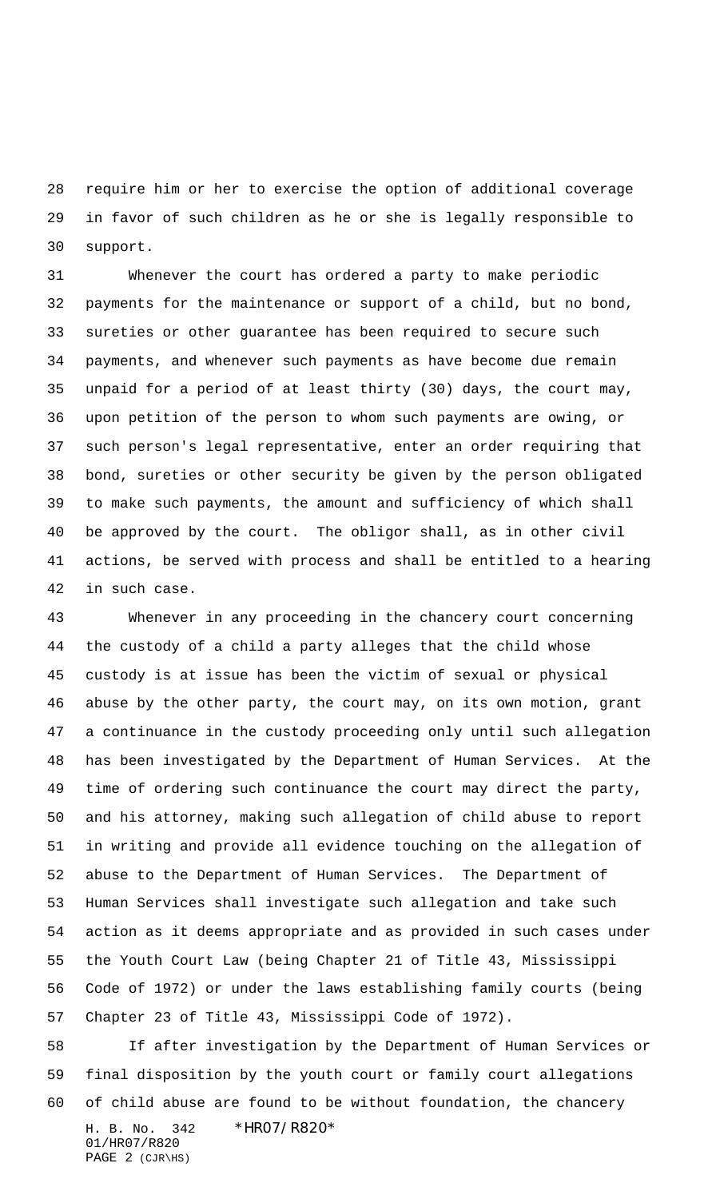require him or her to exercise the option of additional coverage in favor of such children as he or she is legally responsible to support.

Whenever the court has ordered a party to make periodic payments for the maintenance or support of a child, but no bond, sureties or other guarantee has been required to secure such payments, and whenever such payments as have become due remain unpaid for a period of at least thirty (30) days, the court may, upon petition of the person to whom such payments are owing, or such person's legal representative, enter an order requiring that bond, sureties or other security be given by the person obligated to make such payments, the amount and sufficiency of which shall be approved by the court. The obligor shall, as in other civil actions, be served with process and shall be entitled to a hearing in such case.

Whenever in any proceeding in the chancery court concerning the custody of a child a party alleges that the child whose custody is at issue has been the victim of sexual or physical abuse by the other party, the court may, on its own motion, grant a continuance in the custody proceeding only until such allegation has been investigated by the Department of Human Services. At the time of ordering such continuance the court may direct the party, and his attorney, making such allegation of child abuse to report in writing and provide all evidence touching on the allegation of abuse to the Department of Human Services. The Department of Human Services shall investigate such allegation and take such action as it deems appropriate and as provided in such cases under the Youth Court Law (being Chapter 21 of Title 43, Mississippi Code of 1972) or under the laws establishing family courts (being Chapter 23 of Title 43, Mississippi Code of 1972).

If after investigation by the Department of Human Services or final disposition by the youth court or family court allegations of child abuse are found to be without foundation, the chancery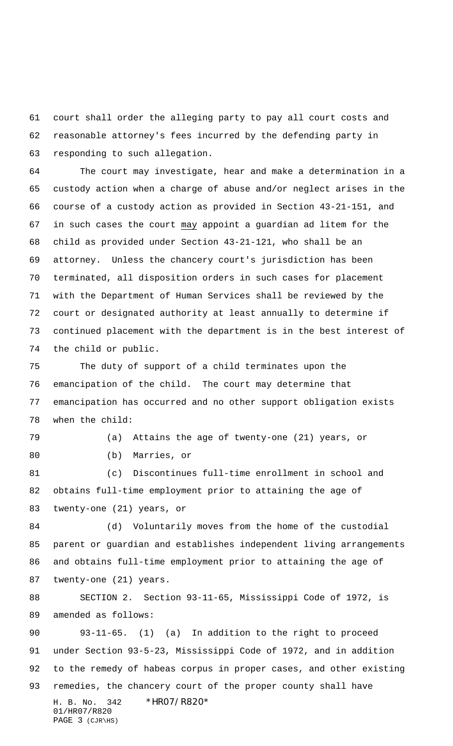court shall order the alleging party to pay all court costs and reasonable attorney's fees incurred by the defending party in responding to such allegation.

The court may investigate, hear and make a determination in a custody action when a charge of abuse and/or neglect arises in the course of a custody action as provided in Section 43-21-151, and in such cases the court may appoint a guardian ad litem for the child as provided under Section 43-21-121, who shall be an attorney. Unless the chancery court's jurisdiction has been terminated, all disposition orders in such cases for placement with the Department of Human Services shall be reviewed by the court or designated authority at least annually to determine if continued placement with the department is in the best interest of the child or public.

The duty of support of a child terminates upon the emancipation of the child. The court may determine that emancipation has occurred and no other support obligation exists when the child:

(a) Attains the age of twenty-one (21) years, or

(b) Marries, or

(c) Discontinues full-time enrollment in school and obtains full-time employment prior to attaining the age of twenty-one (21) years, or

(d) Voluntarily moves from the home of the custodial parent or guardian and establishes independent living arrangements and obtains full-time employment prior to attaining the age of twenty-one (21) years.

SECTION 2. Section 93-11-65, Mississippi Code of 1972, is amended as follows:

93-11-65. (1) (a) In addition to the right to proceed under Section 93-5-23, Mississippi Code of 1972, and in addition to the remedy of habeas corpus in proper cases, and other existing remedies, the chancery court of the proper county shall have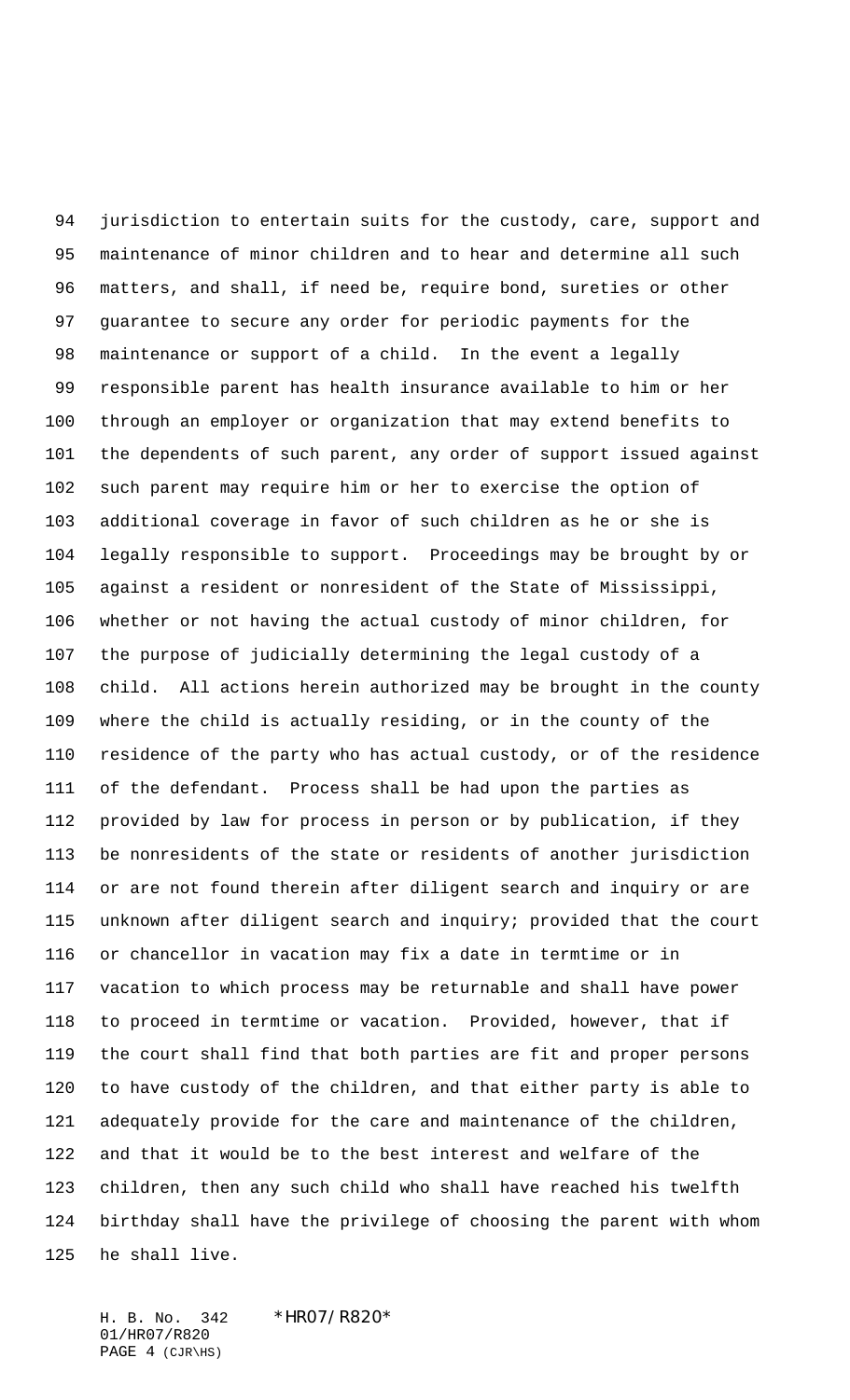jurisdiction to entertain suits for the custody, care, support and maintenance of minor children and to hear and determine all such matters, and shall, if need be, require bond, sureties or other guarantee to secure any order for periodic payments for the maintenance or support of a child. In the event a legally responsible parent has health insurance available to him or her through an employer or organization that may extend benefits to the dependents of such parent, any order of support issued against such parent may require him or her to exercise the option of additional coverage in favor of such children as he or she is legally responsible to support. Proceedings may be brought by or against a resident or nonresident of the State of Mississippi, whether or not having the actual custody of minor children, for the purpose of judicially determining the legal custody of a child. All actions herein authorized may be brought in the county where the child is actually residing, or in the county of the residence of the party who has actual custody, or of the residence of the defendant. Process shall be had upon the parties as provided by law for process in person or by publication, if they be nonresidents of the state or residents of another jurisdiction or are not found therein after diligent search and inquiry or are unknown after diligent search and inquiry; provided that the court or chancellor in vacation may fix a date in termtime or in vacation to which process may be returnable and shall have power to proceed in termtime or vacation. Provided, however, that if the court shall find that both parties are fit and proper persons to have custody of the children, and that either party is able to adequately provide for the care and maintenance of the children, and that it would be to the best interest and welfare of the children, then any such child who shall have reached his twelfth birthday shall have the privilege of choosing the parent with whom he shall live.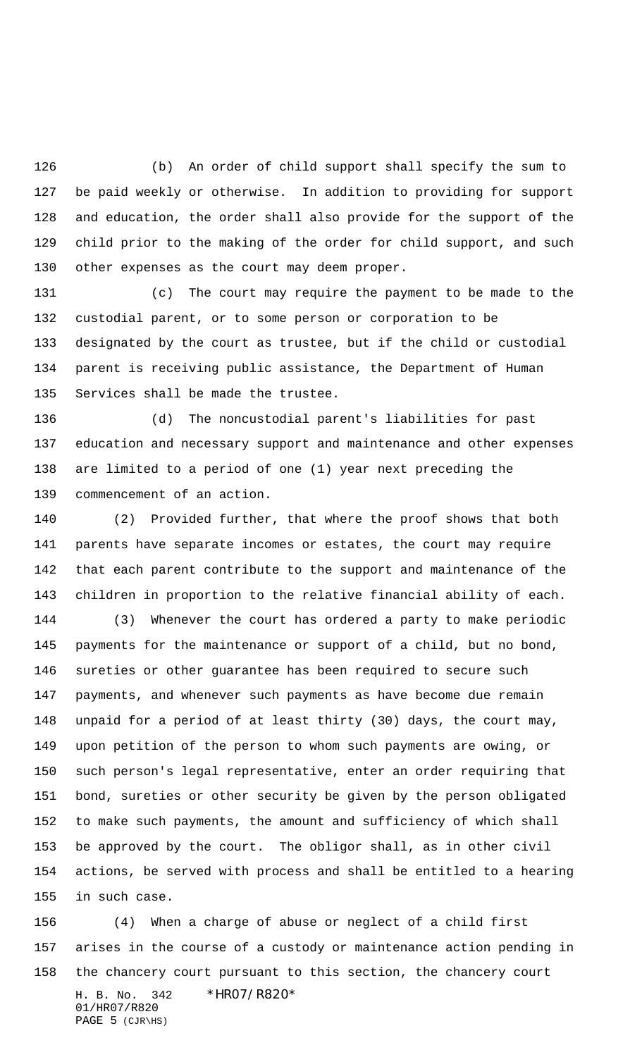(b) An order of child support shall specify the sum to be paid weekly or otherwise. In addition to providing for support and education, the order shall also provide for the support of the child prior to the making of the order for child support, and such other expenses as the court may deem proper.

(c) The court may require the payment to be made to the custodial parent, or to some person or corporation to be designated by the court as trustee, but if the child or custodial parent is receiving public assistance, the Department of Human Services shall be made the trustee.

(d) The noncustodial parent's liabilities for past education and necessary support and maintenance and other expenses are limited to a period of one (1) year next preceding the commencement of an action.

(2) Provided further, that where the proof shows that both parents have separate incomes or estates, the court may require that each parent contribute to the support and maintenance of the children in proportion to the relative financial ability of each.

(3) Whenever the court has ordered a party to make periodic payments for the maintenance or support of a child, but no bond, sureties or other guarantee has been required to secure such payments, and whenever such payments as have become due remain unpaid for a period of at least thirty (30) days, the court may, upon petition of the person to whom such payments are owing, or such person's legal representative, enter an order requiring that bond, sureties or other security be given by the person obligated to make such payments, the amount and sufficiency of which shall be approved by the court. The obligor shall, as in other civil actions, be served with process and shall be entitled to a hearing in such case.

(4) When a charge of abuse or neglect of a child first arises in the course of a custody or maintenance action pending in the chancery court pursuant to this section, the chancery court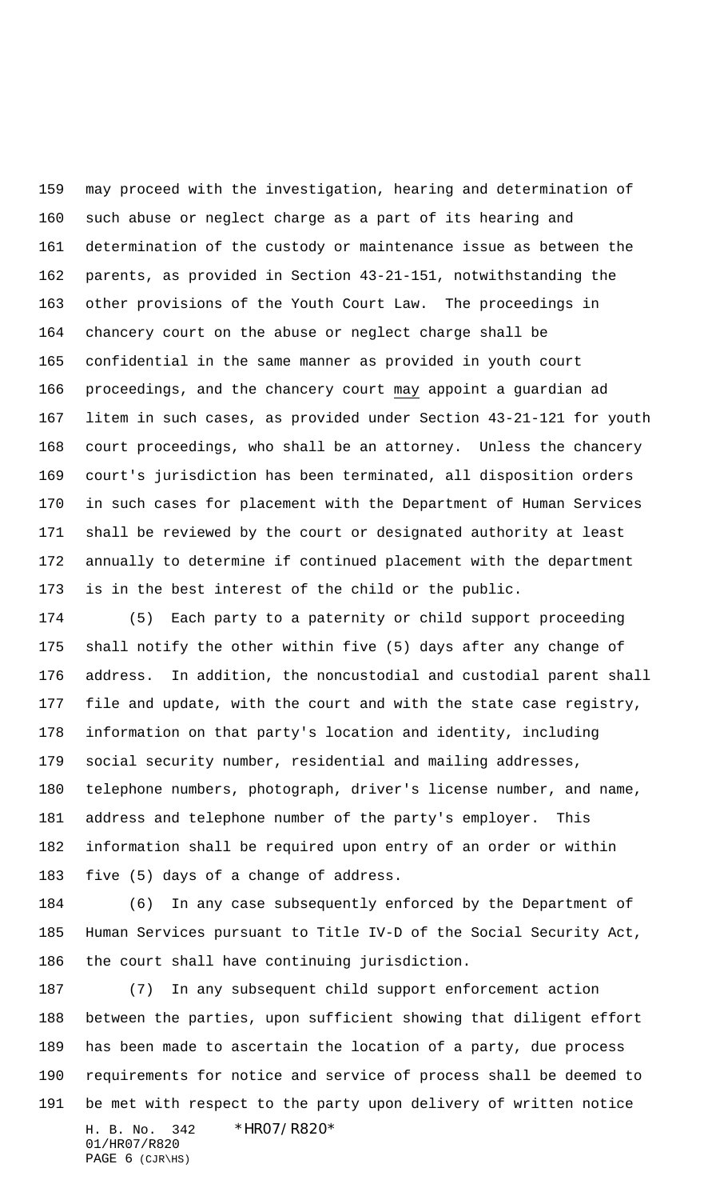may proceed with the investigation, hearing and determination of such abuse or neglect charge as a part of its hearing and determination of the custody or maintenance issue as between the parents, as provided in Section 43-21-151, notwithstanding the other provisions of the Youth Court Law. The proceedings in chancery court on the abuse or neglect charge shall be confidential in the same manner as provided in youth court proceedings, and the chancery court <u>may</u> appoint a guardian ad litem in such cases, as provided under Section 43-21-121 for youth court proceedings, who shall be an attorney. Unless the chancery court's jurisdiction has been terminated, all disposition orders in such cases for placement with the Department of Human Services shall be reviewed by the court or designated authority at least annually to determine if continued placement with the department is in the best interest of the child or the public.

(5) Each party to a paternity or child support proceeding shall notify the other within five (5) days after any change of address. In addition, the noncustodial and custodial parent shall file and update, with the court and with the state case registry, information on that party's location and identity, including social security number, residential and mailing addresses, telephone numbers, photograph, driver's license number, and name, address and telephone number of the party's employer. This information shall be required upon entry of an order or within five (5) days of a change of address.

(6) In any case subsequently enforced by the Department of Human Services pursuant to Title IV-D of the Social Security Act, the court shall have continuing jurisdiction.

(7) In any subsequent child support enforcement action between the parties, upon sufficient showing that diligent effort has been made to ascertain the location of a party, due process requirements for notice and service of process shall be deemed to be met with respect to the party upon delivery of written notice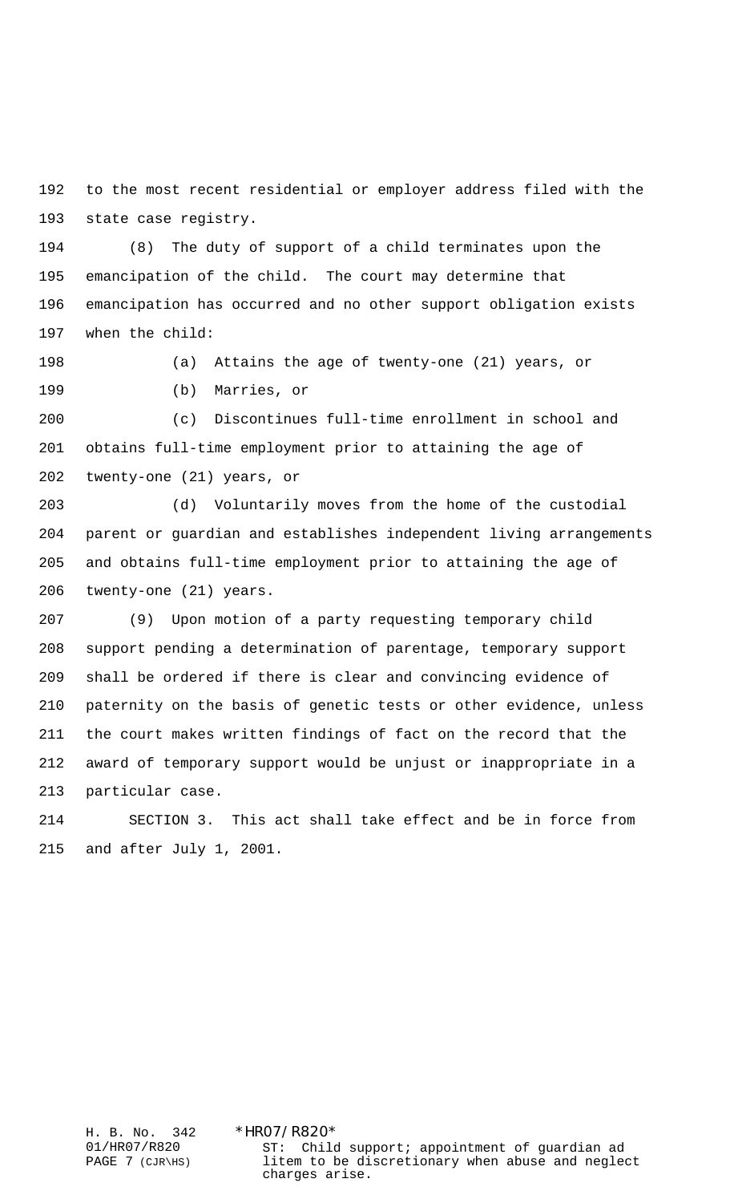to the most recent residential or employer address filed with the state case registry.

(8) The duty of support of a child terminates upon the emancipation of the child. The court may determine that emancipation has occurred and no other support obligation exists when the child:

(a) Attains the age of twenty-one (21) years, or

(b) Marries, or

(c) Discontinues full-time enrollment in school and obtains full-time employment prior to attaining the age of twenty-one (21) years, or

(d) Voluntarily moves from the home of the custodial parent or guardian and establishes independent living arrangements and obtains full-time employment prior to attaining the age of twenty-one (21) years.

(9) Upon motion of a party requesting temporary child support pending a determination of parentage, temporary support shall be ordered if there is clear and convincing evidence of paternity on the basis of genetic tests or other evidence, unless the court makes written findings of fact on the record that the award of temporary support would be unjust or inappropriate in a particular case.

SECTION 3. This act shall take effect and be in force from and after July 1, 2001.

ST: Child support; appointment of guardian ad litem to be discretionary when abuse and neglect charges arise.